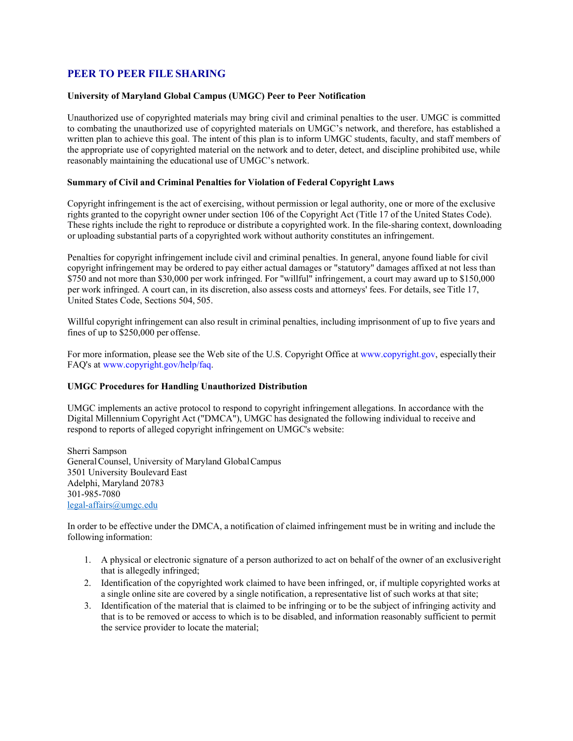## PEER TO PEER FILE SHARING

**University of Maryland Global Campus (UMGC) Peer to Peer Notification**

Unauthorized use of copyrighted materials may bring civil and criminal penalties to the user. UMGC is committed to combating the unauthorized use of copyrighted materials on UMGC's network, and therefore, has established a written plan to achieve this goal. The intent of this plan is to inform UMGC students, faculty, and staff members of the appropriate use of copyrighted material on the network and to deter, detect, and discipline prohibited use, while reasonably maintaining the educational use of UMGC's network.

**Summary of Civil and Criminal Penalties for Violation of Federal Copyright Laws**

Copyright infringement is the act of exercising, without permission or legal authority, one or more of the exclusive rights granted to the copyright owner under section 106 of the Copyright Act (Title 17 of the United States Code). These rights include the right to reproduce or distribute a copyrighted work. In the file-sharing context, downloading or uploading substantial parts of a copyrighted work without authority constitutes an infringement.

Penalties for copyright infringement include civil and criminal penalties. In general, anyone found liable for civil copyright infringement may be ordered to pay either actual damages or "statutory" damages affixed at not less than $750 and not more than $30,000 per work infringed. For "willful" infringement, a court may award up to $150,000 per work infringed. A court can, in its discretion, also assess costs and attorneys' fees. For details, see Title 17, United States Code, Sections 504, 505.

Willful copyright infringement can also result in criminal penalties, including imprisonment of up to five years and fines of up to $250,000 per offense.

For more information, please see the Web site of the U.S. Copyright Office at www.copyright.gov, especially their FAQ's at www.copyright.gov/help/faq.

**UMGC Procedures for Handling Unauthorized Distribution**

UMGC implements an active protocol to respond to copyright infringement allegations. In accordance with the Digital Millennium Copyright Act ("DMCA"), UMGC has designated the following individual to receive and respond to reports of alleged copyright infringement on UMGC's website:

Sherri Sampson
General Counsel, University of Maryland Global Campus
3501 University Boulevard East
Adelphi, Maryland 20783
301-985-7080
legal-affairs@umgc.edu

In order to be effective under the DMCA, a notification of claimed infringement must be in writing and include the following information:

1. A physical or electronic signature of a person authorized to act on behalf of the owner of an exclusive right that is allegedly infringed;
2. Identification of the copyrighted work claimed to have been infringed, or, if multiple copyrighted works at a single online site are covered by a single notification, a representative list of such works at that site;
3. Identification of the material that is claimed to be infringing or to be the subject of infringing activity and that is to be removed or access to which is to be disabled, and information reasonably sufficient to permit the service provider to locate the material;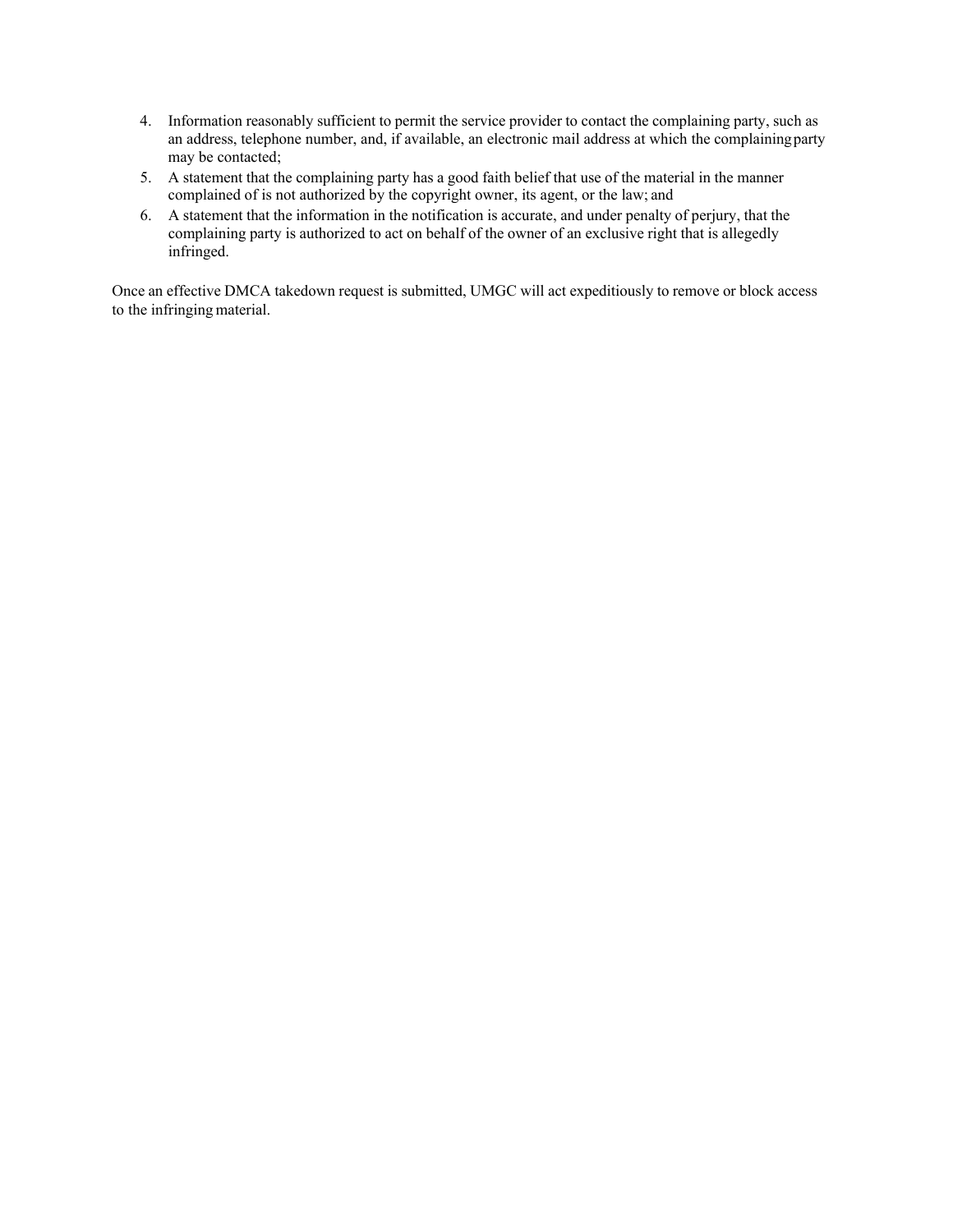4. Information reasonably sufficient to permit the service provider to contact the complaining party, such as an address, telephone number, and, if available, an electronic mail address at which the complaining party may be contacted;
5. A statement that the complaining party has a good faith belief that use of the material in the manner complained of is not authorized by the copyright owner, its agent, or the law; and
6. A statement that the information in the notification is accurate, and under penalty of perjury, that the complaining party is authorized to act on behalf of the owner of an exclusive right that is allegedly infringed.

Once an effective DMCA takedown request is submitted, UMGC will act expeditiously to remove or block access to the infringing material.